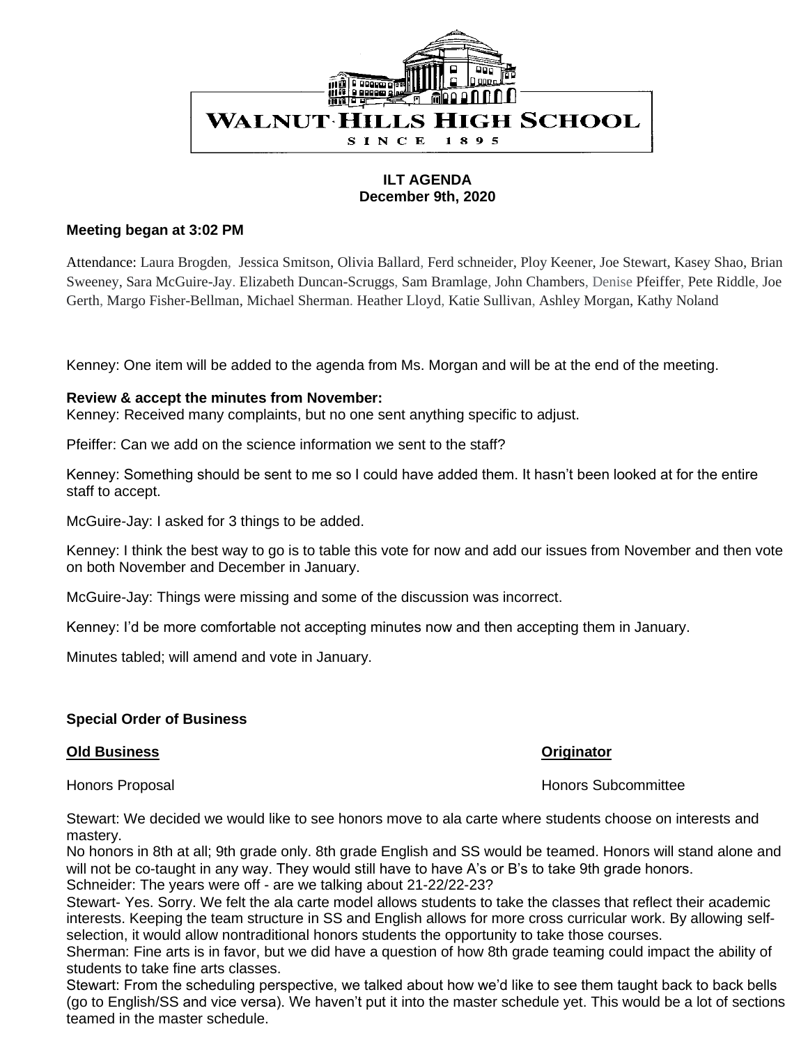WALNUT HILLS HIGH SCHOOL

SINCE 1895

**ILT AGENDA**
**December 9th, 2020**

**Meeting began at 3:02 PM**

Attendance: Laura Brogden, Jessica Smitson, Olivia Ballard, Ferd schneider, Ploy Keener, Joe Stewart, Kasey Shao, Brian Sweeney, Sara McGuire-Jay. Elizabeth Duncan-Scruggs, Sam Bramlage, John Chambers, Denise Pfeiffer, Pete Riddle, Joe Gerth, Margo Fisher-Bellman, Michael Sherman. Heather Lloyd, Katie Sullivan, Ashley Morgan, Kathy Noland

Kenney: One item will be added to the agenda from Ms. Morgan and will be at the end of the meeting.

**Review & accept the minutes from November:**
Kenney: Received many complaints, but no one sent anything specific to adjust.

Pfeiffer: Can we add on the science information we sent to the staff?

Kenney: Something should be sent to me so I could have added them. It hasn't been looked at for the entire staff to accept.

McGuire-Jay: I asked for 3 things to be added.

Kenney: I think the best way to go is to table this vote for now and add our issues from November and then vote on both November and December in January.

McGuire-Jay: Things were missing and some of the discussion was incorrect.

Kenney: I'd be more comfortable not accepting minutes now and then accepting them in January.

Minutes tabled; will amend and vote in January.

**Special Order of Business**

| **Old Business** | **Originator** |
|---|---|
| Honors Proposal | Honors Subcommittee |

Stewart: We decided we would like to see honors move to ala carte where students choose on interests and mastery.
No honors in 8th at all; 9th grade only. 8th grade English and SS would be teamed. Honors will stand alone and will not be co-taught in any way. They would still have to have A's or B's to take 9th grade honors.
Schneider: The years were off - are we talking about 21-22/22-23?
Stewart- Yes. Sorry. We felt the ala carte model allows students to take the classes that reflect their academic interests. Keeping the team structure in SS and English allows for more cross curricular work. By allowing self-selection, it would allow nontraditional honors students the opportunity to take those courses.
Sherman: Fine arts is in favor, but we did have a question of how 8th grade teaming could impact the ability of students to take fine arts classes.
Stewart: From the scheduling perspective, we talked about how we'd like to see them taught back to back bells (go to English/SS and vice versa). We haven't put it into the master schedule yet. This would be a lot of sections teamed in the master schedule.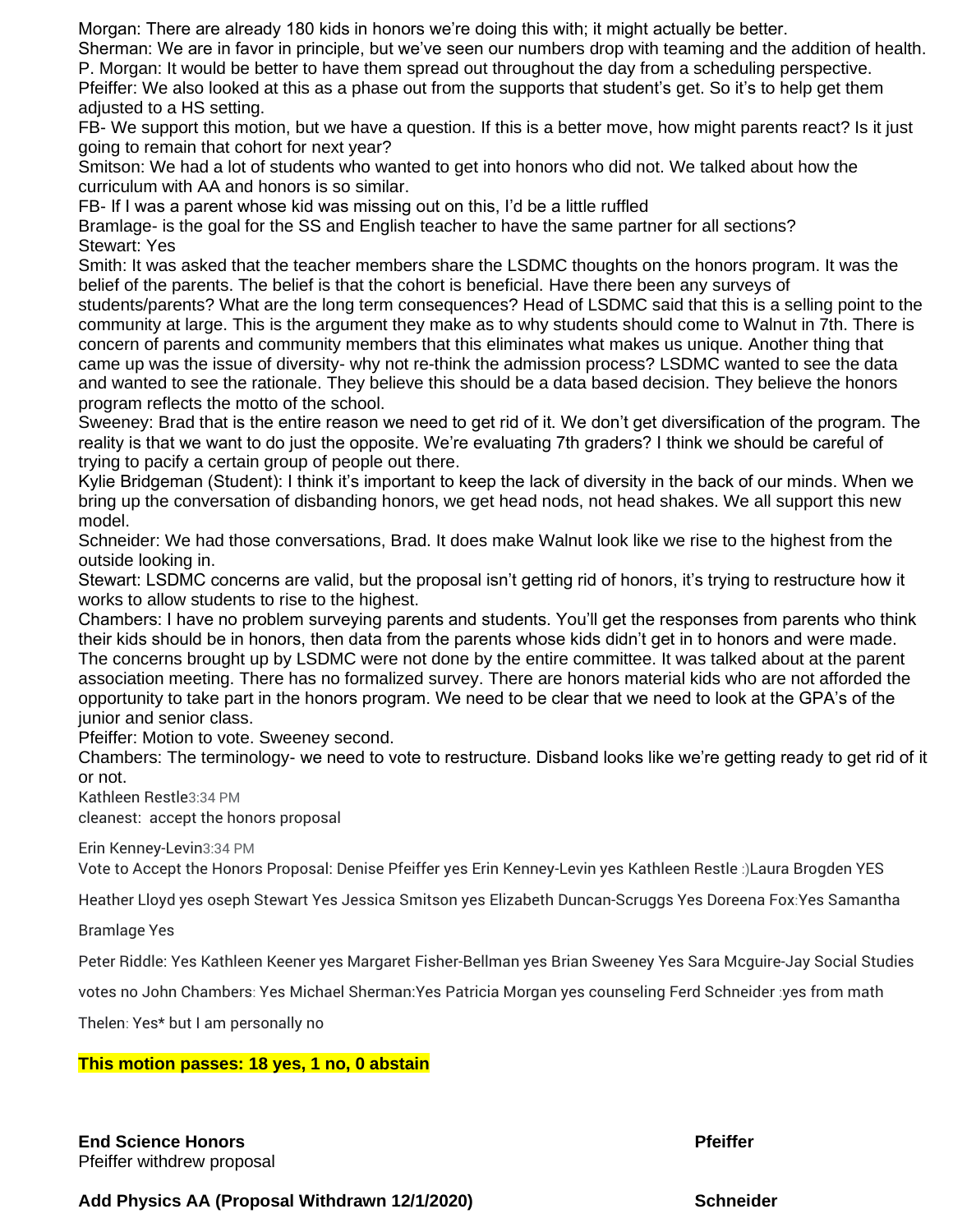Morgan: There are already 180 kids in honors we're doing this with; it might actually be better.
Sherman: We are in favor in principle, but we've seen our numbers drop with teaming and the addition of health.
P. Morgan: It would be better to have them spread out throughout the day from a scheduling perspective.
Pfeiffer: We also looked at this as a phase out from the supports that student's get. So it's to help get them adjusted to a HS setting.
FB- We support this motion, but we have a question. If this is a better move, how might parents react? Is it just going to remain that cohort for next year?
Smitson: We had a lot of students who wanted to get into honors who did not. We talked about how the curriculum with AA and honors is so similar.
FB- If I was a parent whose kid was missing out on this, I'd be a little ruffled
Bramlage- is the goal for the SS and English teacher to have the same partner for all sections?
Stewart: Yes
Smith: It was asked that the teacher members share the LSDMC thoughts on the honors program. It was the belief of the parents. The belief is that the cohort is beneficial. Have there been any surveys of students/parents? What are the long term consequences? Head of LSDMC said that this is a selling point to the community at large. This is the argument they make as to why students should come to Walnut in 7th. There is concern of parents and community members that this eliminates what makes us unique. Another thing that came up was the issue of diversity- why not re-think the admission process? LSDMC wanted to see the data and wanted to see the rationale. They believe this should be a data based decision. They believe the honors program reflects the motto of the school.
Sweeney: Brad that is the entire reason we need to get rid of it. We don't get diversification of the program. The reality is that we want to do just the opposite. We're evaluating 7th graders? I think we should be careful of trying to pacify a certain group of people out there.
Kylie Bridgeman (Student): I think it's important to keep the lack of diversity in the back of our minds. When we bring up the conversation of disbanding honors, we get head nods, not head shakes. We all support this new model.
Schneider: We had those conversations, Brad. It does make Walnut look like we rise to the highest from the outside looking in.
Stewart: LSDMC concerns are valid, but the proposal isn't getting rid of honors, it's trying to restructure how it works to allow students to rise to the highest.
Chambers: I have no problem surveying parents and students. You'll get the responses from parents who think their kids should be in honors, then data from the parents whose kids didn't get in to honors and were made. The concerns brought up by LSDMC were not done by the entire committee. It was talked about at the parent association meeting. There has no formalized survey. There are honors material kids who are not afforded the opportunity to take part in the honors program. We need to be clear that we need to look at the GPA's of the junior and senior class.
Pfeiffer: Motion to vote. Sweeney second.
Chambers: The terminology- we need to vote to restructure. Disband looks like we're getting ready to get rid of it or not.
Kathleen Restle3:34 PM
cleanest: accept the honors proposal

Erin Kenney-Levin3:34 PM
Vote to Accept the Honors Proposal: Denise Pfeiffer yes Erin Kenney-Levin yes Kathleen Restle :)Laura Brogden YES Heather Lloyd yes oseph Stewart Yes Jessica Smitson yes Elizabeth Duncan-Scruggs Yes Doreena Fox:Yes Samantha Bramlage Yes
Peter Riddle: Yes Kathleen Keener yes Margaret Fisher-Bellman yes Brian Sweeney Yes Sara Mcguire-Jay Social Studies votes no John Chambers: Yes Michael Sherman:Yes Patricia Morgan yes counseling Ferd Schneider :yes from math Thelen: Yes* but I am personally no

**This motion passes: 18 yes, 1 no, 0 abstain**

**End Science Honors** — **Pfeiffer**
Pfeiffer withdrew proposal

**Add Physics AA (Proposal Withdrawn 12/1/2020)** — **Schneider**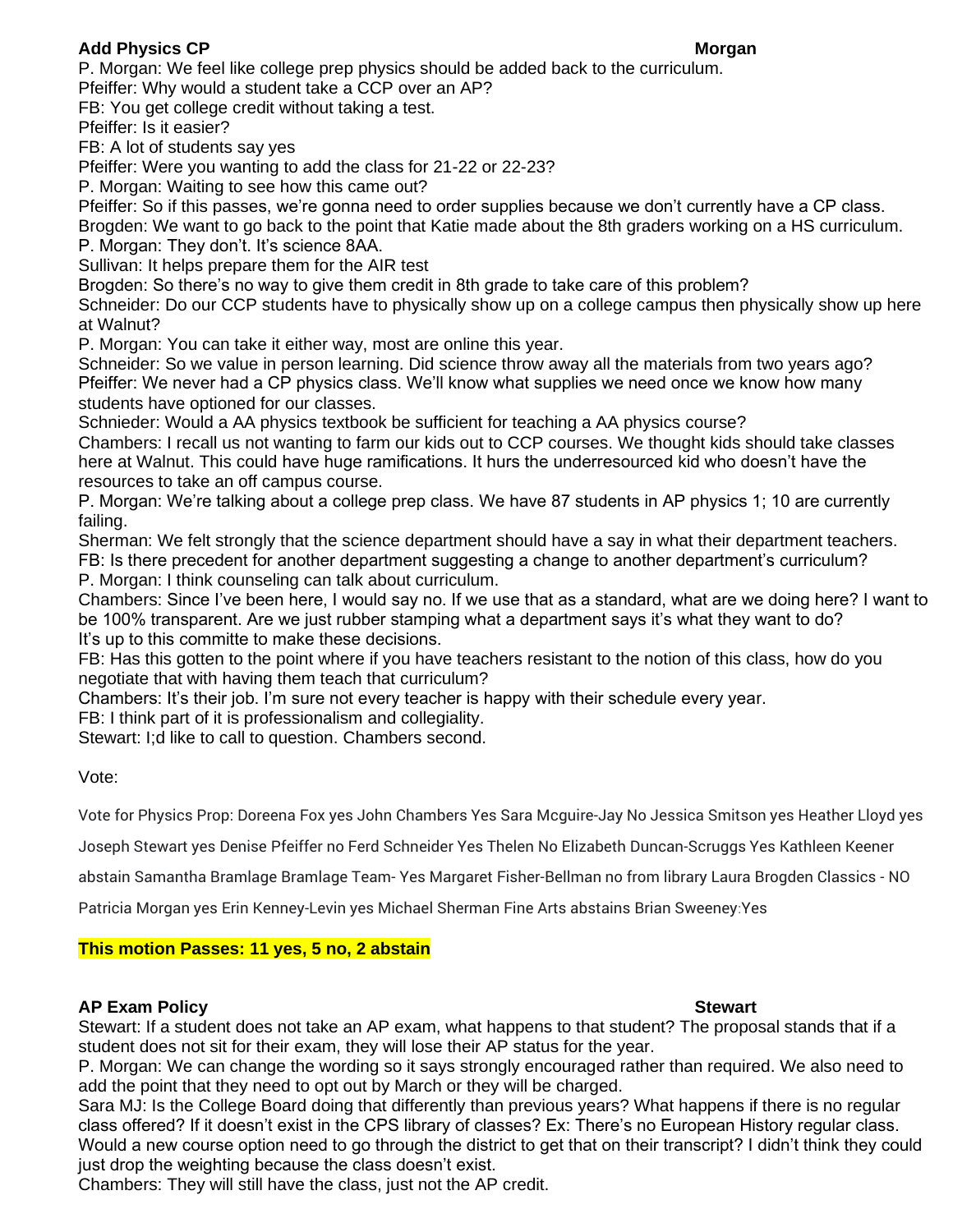**Add Physics CP** **Morgan**

P. Morgan: We feel like college prep physics should be added back to the curriculum.
Pfeiffer: Why would a student take a CCP over an AP?
FB: You get college credit without taking a test.
Pfeiffer: Is it easier?
FB: A lot of students say yes
Pfeiffer: Were you wanting to add the class for 21-22 or 22-23?
P. Morgan: Waiting to see how this came out?
Pfeiffer: So if this passes, we're gonna need to order supplies because we don't currently have a CP class.
Brogden: We want to go back to the point that Katie made about the 8th graders working on a HS curriculum.
P. Morgan: They don't. It's science 8AA.
Sullivan: It helps prepare them for the AIR test
Brogden: So there's no way to give them credit in 8th grade to take care of this problem?
Schneider: Do our CCP students have to physically show up on a college campus then physically show up here at Walnut?
P. Morgan: You can take it either way, most are online this year.
Schneider: So we value in person learning. Did science throw away all the materials from two years ago?
Pfeiffer: We never had a CP physics class. We'll know what supplies we need once we know how many students have optioned for our classes.
Schnieder: Would a AA physics textbook be sufficient for teaching a AA physics course?
Chambers: I recall us not wanting to farm our kids out to CCP courses. We thought kids should take classes here at Walnut. This could have huge ramifications. It hurs the underresourced kid who doesn't have the resources to take an off campus course.
P. Morgan: We're talking about a college prep class. We have 87 students in AP physics 1; 10 are currently failing.
Sherman: We felt strongly that the science department should have a say in what their department teachers.
FB: Is there precedent for another department suggesting a change to another department's curriculum?
P. Morgan: I think counseling can talk about curriculum.
Chambers: Since I've been here, I would say no. If we use that as a standard, what are we doing here? I want to be 100% transparent. Are we just rubber stamping what a department says it's what they want to do? It's up to this committe to make these decisions.
FB: Has this gotten to the point where if you have teachers resistant to the notion of this class, how do you negotiate that with having them teach that curriculum?
Chambers: It's their job. I'm sure not every teacher is happy with their schedule every year.
FB: I think part of it is professionalism and collegiality.
Stewart: I;d like to call to question. Chambers second.

Vote:

Vote for Physics Prop: Doreena Fox yes John Chambers Yes Sara Mcguire-Jay No Jessica Smitson yes Heather Lloyd yes Joseph Stewart yes Denise Pfeiffer no Ferd Schneider Yes Thelen No Elizabeth Duncan-Scruggs Yes Kathleen Keener abstain Samantha Bramlage Bramlage Team- Yes Margaret Fisher-Bellman no from library Laura Brogden Classics - NO Patricia Morgan yes Erin Kenney-Levin yes Michael Sherman Fine Arts abstains Brian Sweeney:Yes

**This motion Passes: 11 yes, 5 no, 2 abstain**

**AP Exam Policy** **Stewart**

Stewart: If a student does not take an AP exam, what happens to that student? The proposal stands that if a student does not sit for their exam, they will lose their AP status for the year.
P. Morgan: We can change the wording so it says strongly encouraged rather than required. We also need to add the point that they need to opt out by March or they will be charged.
Sara MJ: Is the College Board doing that differently than previous years? What happens if there is no regular class offered? If it doesn't exist in the CPS library of classes? Ex: There's no European History regular class. Would a new course option need to go through the district to get that on their transcript? I didn't think they could just drop the weighting because the class doesn't exist.
Chambers: They will still have the class, just not the AP credit.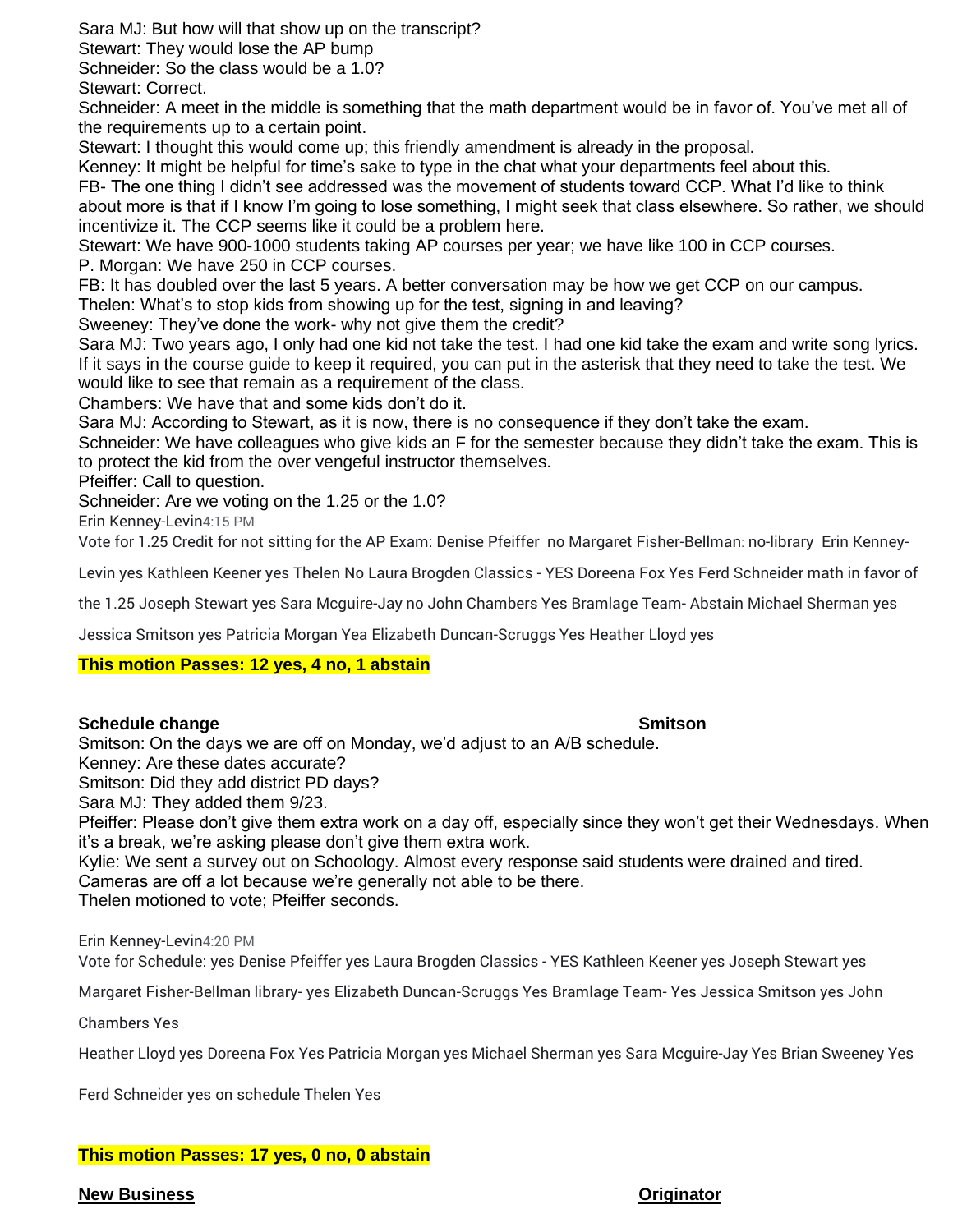Sara MJ: But how will that show up on the transcript?
Stewart: They would lose the AP bump
Schneider: So the class would be a 1.0?
Stewart: Correct.
Schneider: A meet in the middle is something that the math department would be in favor of. You've met all of the requirements up to a certain point.
Stewart: I thought this would come up; this friendly amendment is already in the proposal.
Kenney: It might be helpful for time's sake to type in the chat what your departments feel about this.
FB- The one thing I didn't see addressed was the movement of students toward CCP. What I'd like to think about more is that if I know I'm going to lose something, I might seek that class elsewhere. So rather, we should incentivize it. The CCP seems like it could be a problem here.
Stewart: We have 900-1000 students taking AP courses per year; we have like 100 in CCP courses.
P. Morgan: We have 250 in CCP courses.
FB: It has doubled over the last 5 years. A better conversation may be how we get CCP on our campus.
Thelen: What's to stop kids from showing up for the test, signing in and leaving?
Sweeney: They've done the work- why not give them the credit?
Sara MJ: Two years ago, I only had one kid not take the test. I had one kid take the exam and write song lyrics. If it says in the course guide to keep it required, you can put in the asterisk that they need to take the test. We would like to see that remain as a requirement of the class.
Chambers: We have that and some kids don't do it.
Sara MJ: According to Stewart, as it is now, there is no consequence if they don't take the exam.
Schneider: We have colleagues who give kids an F for the semester because they didn't take the exam. This is to protect the kid from the over vengeful instructor themselves.
Pfeiffer: Call to question.
Schneider: Are we voting on the 1.25 or the 1.0?
Erin Kenney-Levin 4:15 PM
Vote for 1.25 Credit for not sitting for the AP Exam: Denise Pfeiffer no Margaret Fisher-Bellman: no-library Erin Kenney-Levin yes Kathleen Keener yes Thelen No Laura Brogden Classics - YES Doreena Fox Yes Ferd Schneider math in favor of the 1.25 Joseph Stewart yes Sara Mcguire-Jay no John Chambers Yes Bramlage Team- Abstain Michael Sherman yes Jessica Smitson yes Patricia Morgan Yea Elizabeth Duncan-Scruggs Yes Heather Lloyd yes

**This motion Passes: 12 yes, 4 no, 1 abstain**

**Schedule change** — **Smitson**

Smitson: On the days we are off on Monday, we'd adjust to an A/B schedule.
Kenney: Are these dates accurate?
Smitson: Did they add district PD days?
Sara MJ: They added them 9/23.
Pfeiffer: Please don't give them extra work on a day off, especially since they won't get their Wednesdays. When it's a break, we're asking please don't give them extra work.
Kylie: We sent a survey out on Schoology. Almost every response said students were drained and tired. Cameras are off a lot because we're generally not able to be there.
Thelen motioned to vote; Pfeiffer seconds.

Erin Kenney-Levin 4:20 PM
Vote for Schedule: yes Denise Pfeiffer yes Laura Brogden Classics - YES Kathleen Keener yes Joseph Stewart yes Margaret Fisher-Bellman library- yes Elizabeth Duncan-Scruggs Yes Bramlage Team- Yes Jessica Smitson yes John Chambers Yes
Heather Lloyd yes Doreena Fox Yes Patricia Morgan yes Michael Sherman yes Sara Mcguire-Jay Yes Brian Sweeney Yes
Ferd Schneider yes on schedule Thelen Yes

**This motion Passes: 17 yes, 0 no, 0 abstain**

**New Business** — **Originator**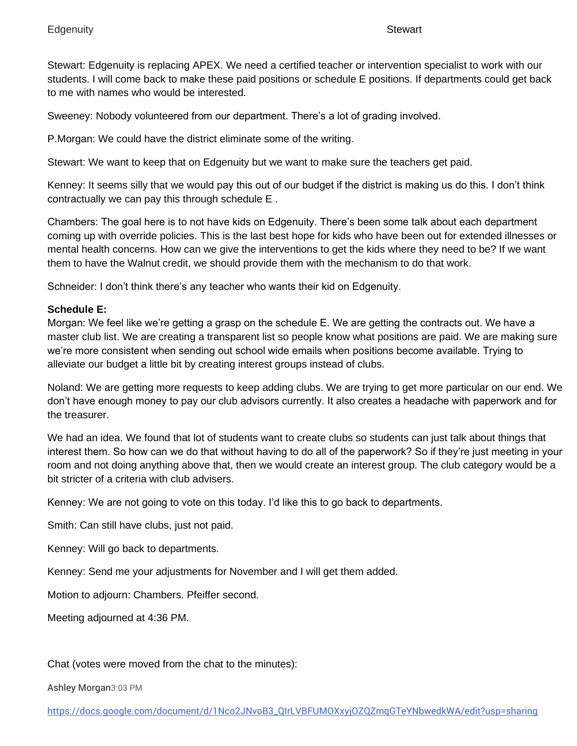Stewart: Edgenuity is replacing APEX. We need a certified teacher or intervention specialist to work with our students. I will come back to make these paid positions or schedule E positions. If departments could get back to me with names who would be interested.

Sweeney: Nobody volunteered from our department. There's a lot of grading involved.

P.Morgan: We could have the district eliminate some of the writing.

Stewart: We want to keep that on Edgenuity but we want to make sure the teachers get paid.

Kenney: It seems silly that we would pay this out of our budget if the district is making us do this. I don't think contractually we can pay this through schedule E .

Chambers: The goal here is to not have kids on Edgenuity. There's been some talk about each department coming up with override policies. This is the last best hope for kids who have been out for extended illnesses or mental health concerns. How can we give the interventions to get the kids where they need to be? If we want them to have the Walnut credit, we should provide them with the mechanism to do that work.

Schneider: I don't think there's any teacher who wants their kid on Edgenuity.

**Schedule E:**

Morgan: We feel like we're getting a grasp on the schedule E. We are getting the contracts out. We have a master club list. We are creating a transparent list so people know what positions are paid. We are making sure we're more consistent when sending out school wide emails when positions become available. Trying to alleviate our budget a little bit by creating interest groups instead of clubs.

Noland: We are getting more requests to keep adding clubs. We are trying to get more particular on our end. We don't have enough money to pay our club advisors currently. It also creates a headache with paperwork and for the treasurer.

We had an idea. We found that lot of students want to create clubs so students can just talk about things that interest them. So how can we do that without having to do all of the paperwork? So if they're just meeting in your room and not doing anything above that, then we would create an interest group. The club category would be a bit stricter of a criteria with club advisers.

Kenney: We are not going to vote on this today. I'd like this to go back to departments.

Smith: Can still have clubs, just not paid.

Kenney: Will go back to departments.

Kenney: Send me your adjustments for November and I will get them added.

Motion to adjourn: Chambers. Pfeiffer second.

Meeting adjourned at 4:36 PM.

Chat (votes were moved from the chat to the minutes):

Ashley Morgan 3:03 PM

https://docs.google.com/document/d/1Nco2JNvoB3_QIrLVBFUMOXxyjOZQZmqGTeYNbwedkWA/edit?usp=sharing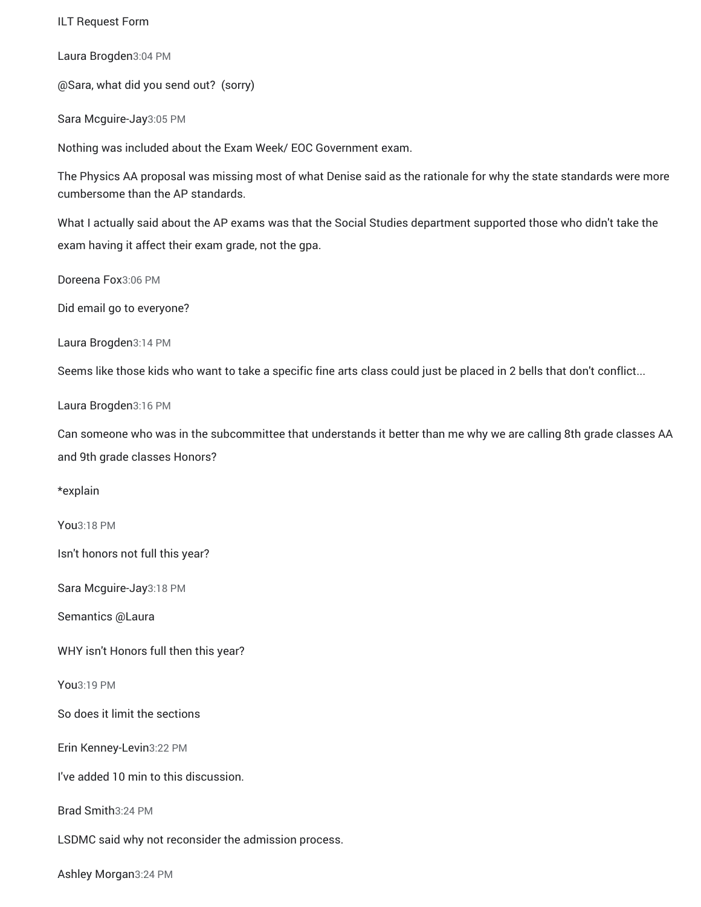ILT Request Form

Laura Brogden 3:04 PM

@Sara, what did you send out?  (sorry)

Sara Mcguire-Jay 3:05 PM

Nothing was included about the Exam Week/ EOC Government exam.

The Physics AA proposal was missing most of what Denise said as the rationale for why the state standards were more cumbersome than the AP standards.

What I actually said about the AP exams was that the Social Studies department supported those who didn't take the exam having it affect their exam grade, not the gpa.

Doreena Fox 3:06 PM

Did email go to everyone?

Laura Brogden 3:14 PM

Seems like those kids who want to take a specific fine arts class could just be placed in 2 bells that don't conflict...

Laura Brogden 3:16 PM

Can someone who was in the subcommittee that understands it better than me why we are calling 8th grade classes AA and 9th grade classes Honors?

*explain

You 3:18 PM

Isn't honors not full this year?

Sara Mcguire-Jay 3:18 PM

Semantics @Laura

WHY isn't Honors full then this year?

You 3:19 PM

So does it limit the sections

Erin Kenney-Levin 3:22 PM

I've added 10 min to this discussion.

Brad Smith 3:24 PM

LSDMC said why not reconsider the admission process.

Ashley Morgan 3:24 PM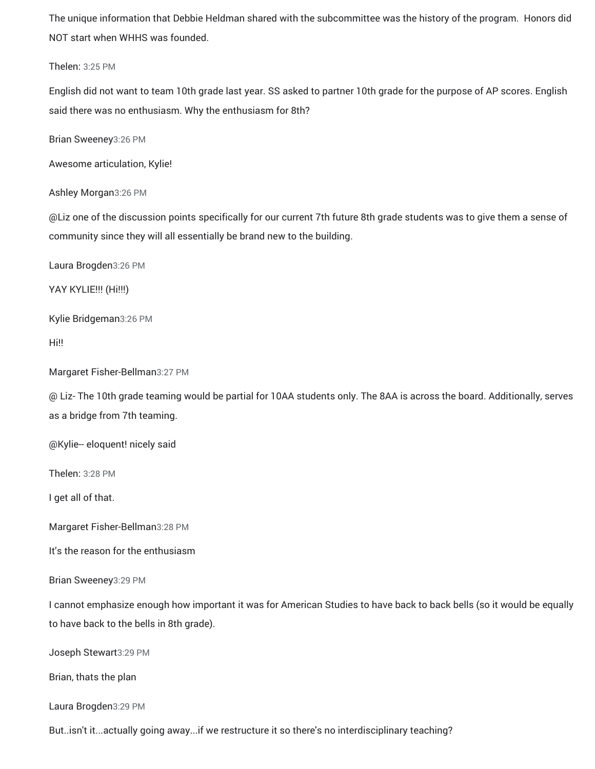The unique information that Debbie Heldman shared with the subcommittee was the history of the program. Honors did NOT start when WHHS was founded.

Thelen: 3:25 PM

English did not want to team 10th grade last year. SS asked to partner 10th grade for the purpose of AP scores. English said there was no enthusiasm. Why the enthusiasm for 8th?

Brian Sweeney 3:26 PM

Awesome articulation, Kylie!

Ashley Morgan 3:26 PM

@Liz one of the discussion points specifically for our current 7th future 8th grade students was to give them a sense of community since they will all essentially be brand new to the building.

Laura Brogden 3:26 PM

YAY KYLIE!!! (Hi!!!)

Kylie Bridgeman 3:26 PM

Hi!!

Margaret Fisher-Bellman 3:27 PM

@ Liz- The 10th grade teaming would be partial for 10AA students only. The 8AA is across the board. Additionally, serves as a bridge from 7th teaming.

@Kylie-- eloquent! nicely said

Thelen: 3:28 PM

I get all of that.

Margaret Fisher-Bellman 3:28 PM

It's the reason for the enthusiasm

Brian Sweeney 3:29 PM

I cannot emphasize enough how important it was for American Studies to have back to back bells (so it would be equally to have back to the bells in 8th grade).

Joseph Stewart 3:29 PM

Brian, thats the plan

Laura Brogden 3:29 PM

But..isn't it...actually going away...if we restructure it so there's no interdisciplinary teaching?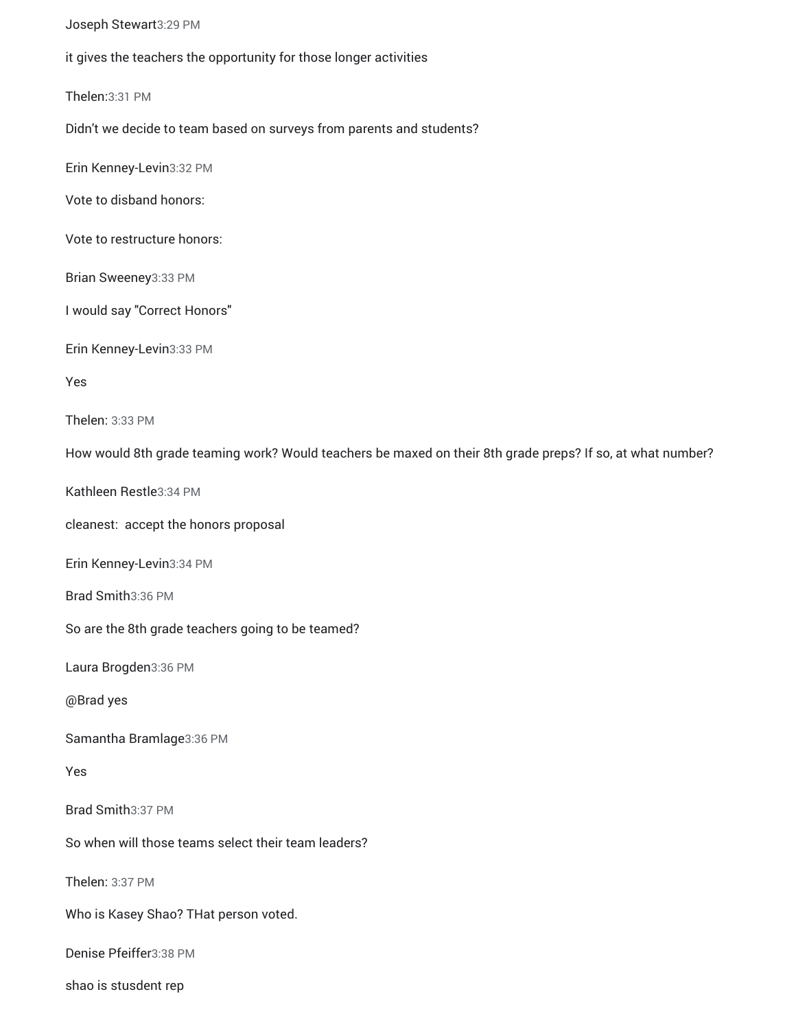Joseph Stewart3:29 PM

it gives the teachers the opportunity for those longer activities

Thelen:3:31 PM

Didn't we decide to team based on surveys from parents and students?

Erin Kenney-Levin3:32 PM

Vote to disband honors:

Vote to restructure honors:

Brian Sweeney3:33 PM

I would say "Correct Honors"

Erin Kenney-Levin3:33 PM

Yes

Thelen: 3:33 PM

How would 8th grade teaming work? Would teachers be maxed on their 8th grade preps? If so, at what number?

Kathleen Restle3:34 PM

cleanest:  accept the honors proposal

Erin Kenney-Levin3:34 PM

Brad Smith3:36 PM

So are the 8th grade teachers going to be teamed?

Laura Brogden3:36 PM

@Brad yes

Samantha Bramlage3:36 PM

Yes

Brad Smith3:37 PM

So when will those teams select their team leaders?

Thelen: 3:37 PM

Who is Kasey Shao? THat person voted.

Denise Pfeiffer3:38 PM

shao is stusdent rep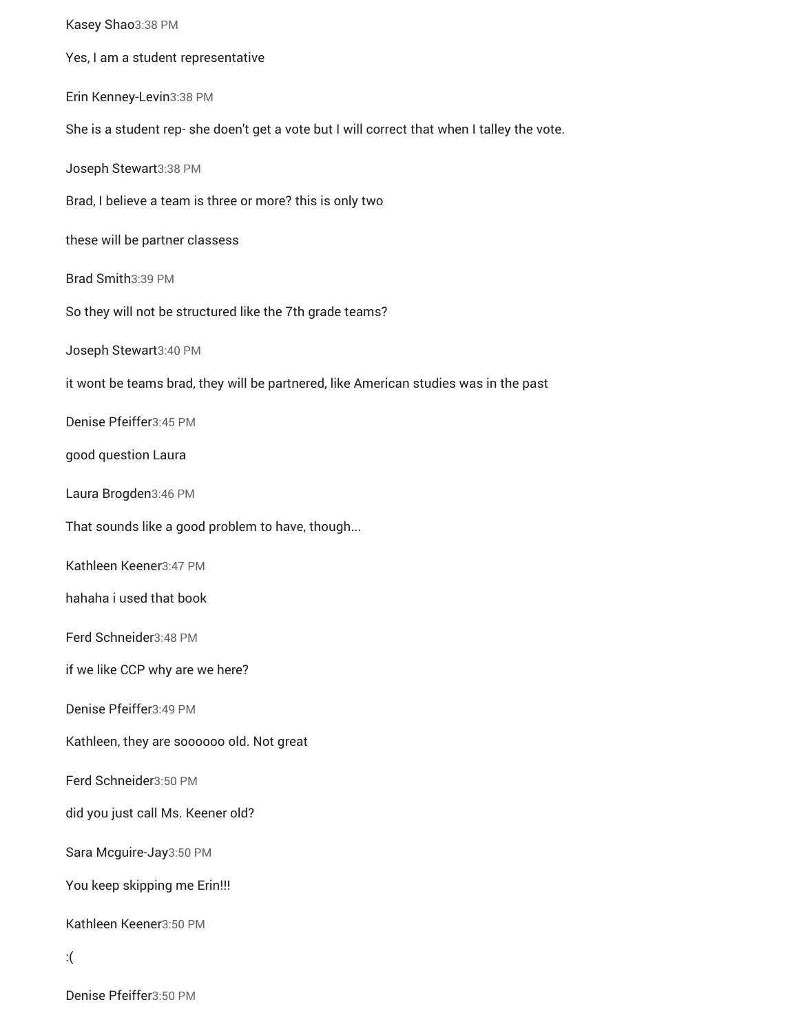Kasey Shao3:38 PM

Yes, I am a student representative

Erin Kenney-Levin3:38 PM

She is a student rep- she doen't get a vote but I will correct that when I talley the vote.

Joseph Stewart3:38 PM

Brad, I believe a team is three or more? this is only two

these will be partner classess

Brad Smith3:39 PM

So they will not be structured like the 7th grade teams?

Joseph Stewart3:40 PM

it wont be teams brad, they will be partnered, like American studies was in the past

Denise Pfeiffer3:45 PM

good question Laura

Laura Brogden3:46 PM

That sounds like a good problem to have, though...

Kathleen Keener3:47 PM

hahaha i used that book

Ferd Schneider3:48 PM

if we like CCP why are we here?

Denise Pfeiffer3:49 PM

Kathleen, they are soooooo old. Not great

Ferd Schneider3:50 PM

did you just call Ms. Keener old?

Sara Mcguire-Jay3:50 PM

You keep skipping me Erin!!!

Kathleen Keener3:50 PM

:(

Denise Pfeiffer3:50 PM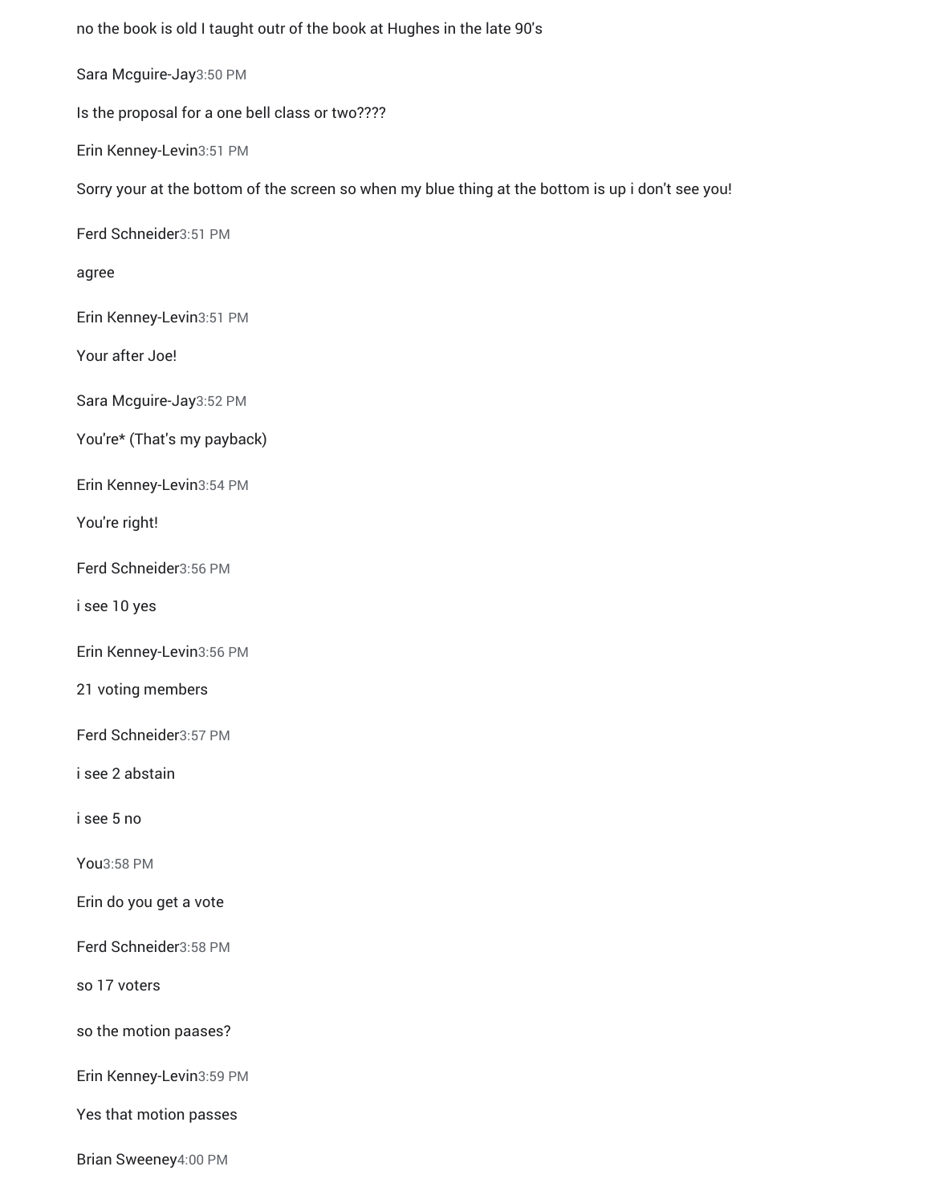no the book is old I taught outr of the book at Hughes in the late 90's

Sara Mcguire-Jay3:50 PM

Is the proposal for a one bell class or two????

Erin Kenney-Levin3:51 PM

Sorry your at the bottom of the screen so when my blue thing at the bottom is up i don't see you!

Ferd Schneider3:51 PM

agree

Erin Kenney-Levin3:51 PM

Your after Joe!

Sara Mcguire-Jay3:52 PM

You're* (That's my payback)

Erin Kenney-Levin3:54 PM

You're right!

Ferd Schneider3:56 PM

i see 10 yes

Erin Kenney-Levin3:56 PM

21 voting members

Ferd Schneider3:57 PM

i see 2 abstain

i see 5 no

You3:58 PM

Erin do you get a vote

Ferd Schneider3:58 PM

so 17 voters

so the motion paases?

Erin Kenney-Levin3:59 PM

Yes that motion passes

Brian Sweeney4:00 PM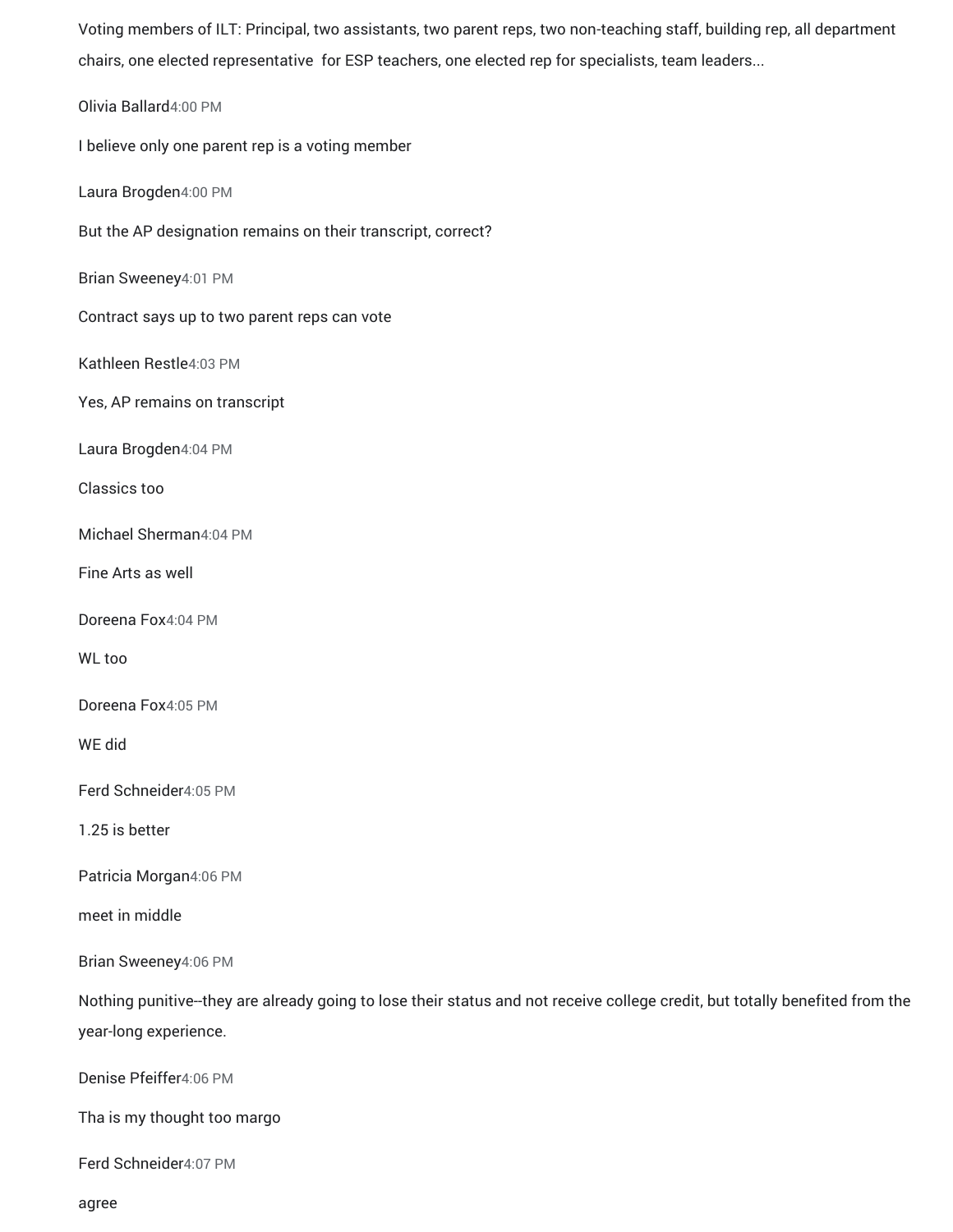Voting members of ILT: Principal, two assistants, two parent reps, two non-teaching staff, building rep, all department chairs, one elected representative  for ESP teachers, one elected rep for specialists, team leaders...

Olivia Ballard 4:00 PM

I believe only one parent rep is a voting member

Laura Brogden 4:00 PM

But the AP designation remains on their transcript, correct?

Brian Sweeney 4:01 PM

Contract says up to two parent reps can vote

Kathleen Restle 4:03 PM

Yes, AP remains on transcript

Laura Brogden 4:04 PM

Classics too

Michael Sherman 4:04 PM

Fine Arts as well

Doreena Fox 4:04 PM

WL too

Doreena Fox 4:05 PM

WE did

Ferd Schneider 4:05 PM

1.25 is better

Patricia Morgan 4:06 PM

meet in middle

Brian Sweeney 4:06 PM

Nothing punitive--they are already going to lose their status and not receive college credit, but totally benefited from the year-long experience.

Denise Pfeiffer 4:06 PM

Tha is my thought too margo

Ferd Schneider 4:07 PM

agree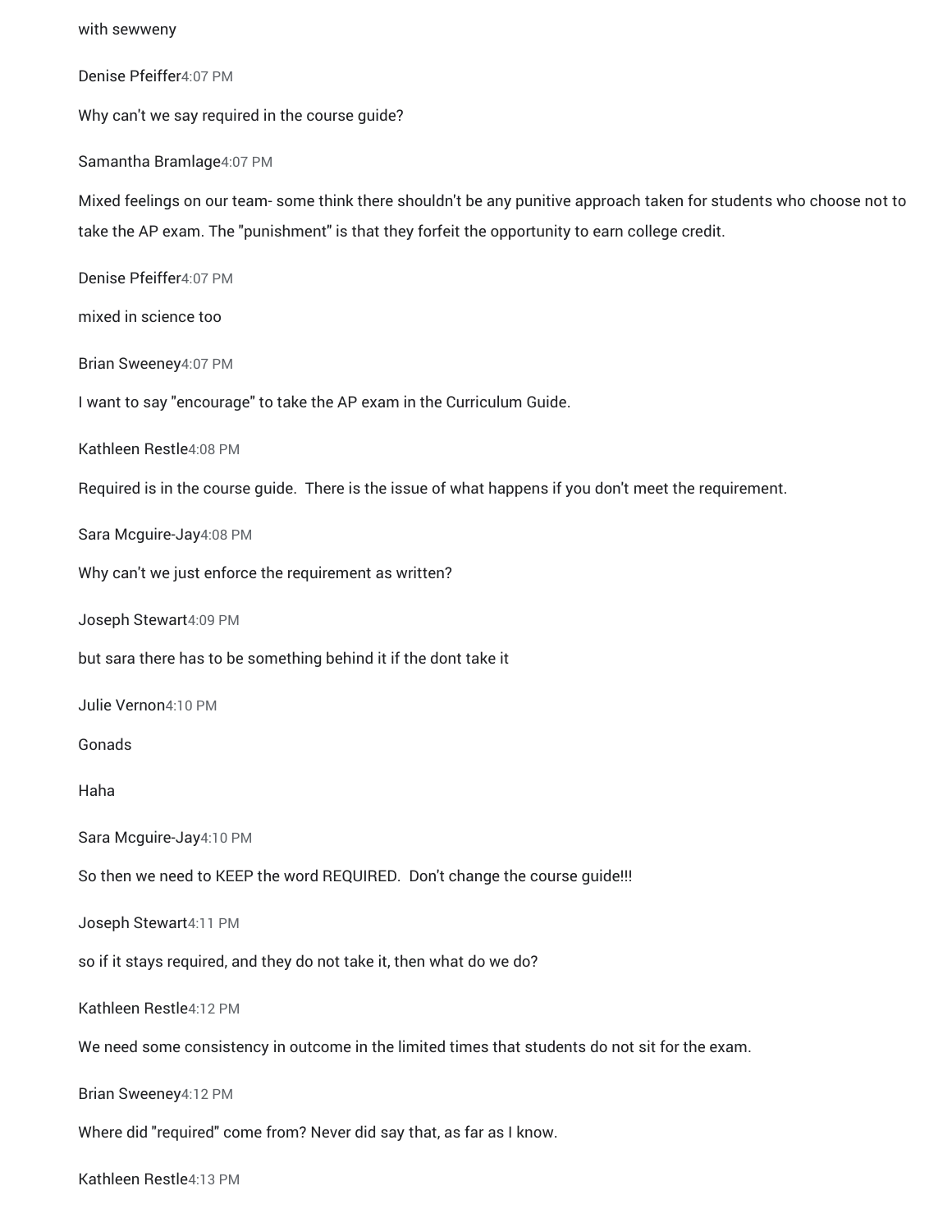with sewweny

Denise Pfeiffer4:07 PM

Why can't we say required in the course guide?

Samantha Bramlage4:07 PM

Mixed feelings on our team- some think there shouldn't be any punitive approach taken for students who choose not to take the AP exam. The "punishment" is that they forfeit the opportunity to earn college credit.

Denise Pfeiffer4:07 PM

mixed in science too

Brian Sweeney4:07 PM

I want to say "encourage" to take the AP exam in the Curriculum Guide.

Kathleen Restle4:08 PM

Required is in the course guide.  There is the issue of what happens if you don't meet the requirement.

Sara Mcguire-Jay4:08 PM

Why can't we just enforce the requirement as written?

Joseph Stewart4:09 PM

but sara there has to be something behind it if the dont take it

Julie Vernon4:10 PM

Gonads

Haha

Sara Mcguire-Jay4:10 PM

So then we need to KEEP the word REQUIRED.  Don't change the course guide!!!

Joseph Stewart4:11 PM

so if it stays required, and they do not take it, then what do we do?

Kathleen Restle4:12 PM

We need some consistency in outcome in the limited times that students do not sit for the exam.

Brian Sweeney4:12 PM

Where did "required" come from? Never did say that, as far as I know.

Kathleen Restle4:13 PM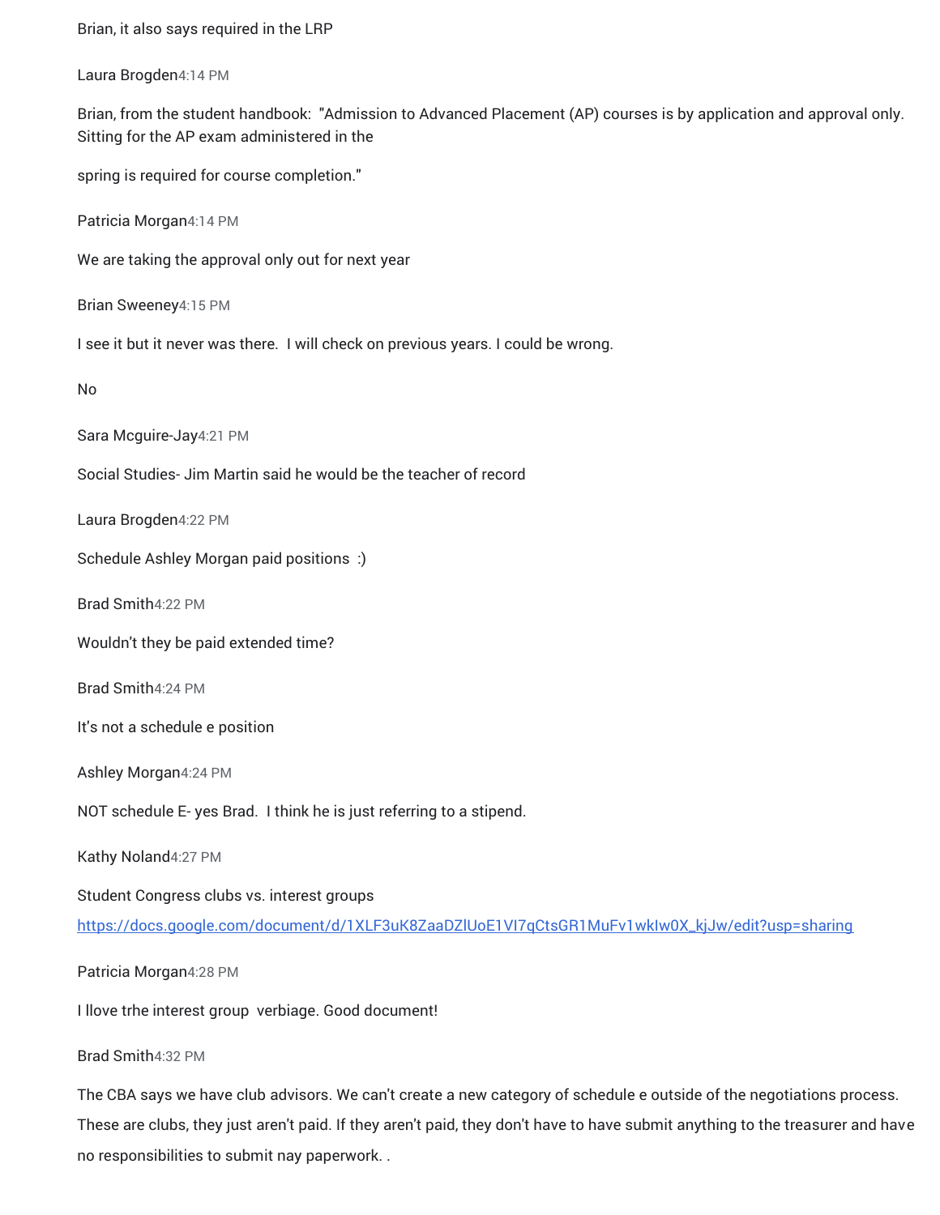Brian, it also says required in the LRP

Laura Brogden 4:14 PM

Brian, from the student handbook: "Admission to Advanced Placement (AP) courses is by application and approval only. Sitting for the AP exam administered in the

spring is required for course completion."

Patricia Morgan 4:14 PM

We are taking the approval only out for next year

Brian Sweeney 4:15 PM

I see it but it never was there. I will check on previous years. I could be wrong.

No

Sara Mcguire-Jay 4:21 PM

Social Studies- Jim Martin said he would be the teacher of record

Laura Brogden 4:22 PM

Schedule Ashley Morgan paid positions :)

Brad Smith 4:22 PM

Wouldn't they be paid extended time?

Brad Smith 4:24 PM

It's not a schedule e position

Ashley Morgan 4:24 PM

NOT schedule E- yes Brad. I think he is just referring to a stipend.

Kathy Noland 4:27 PM

Student Congress clubs vs. interest groups

https://docs.google.com/document/d/1XLF3uK8ZaaDZlUoE1VI7qCtsGR1MuFv1wkIw0X_kjJw/edit?usp=sharing

Patricia Morgan 4:28 PM

I llove trhe interest group verbiage. Good document!

Brad Smith 4:32 PM

The CBA says we have club advisors. We can't create a new category of schedule e outside of the negotiations process. These are clubs, they just aren't paid. If they aren't paid, they don't have to have submit anything to the treasurer and have no responsibilities to submit nay paperwork. .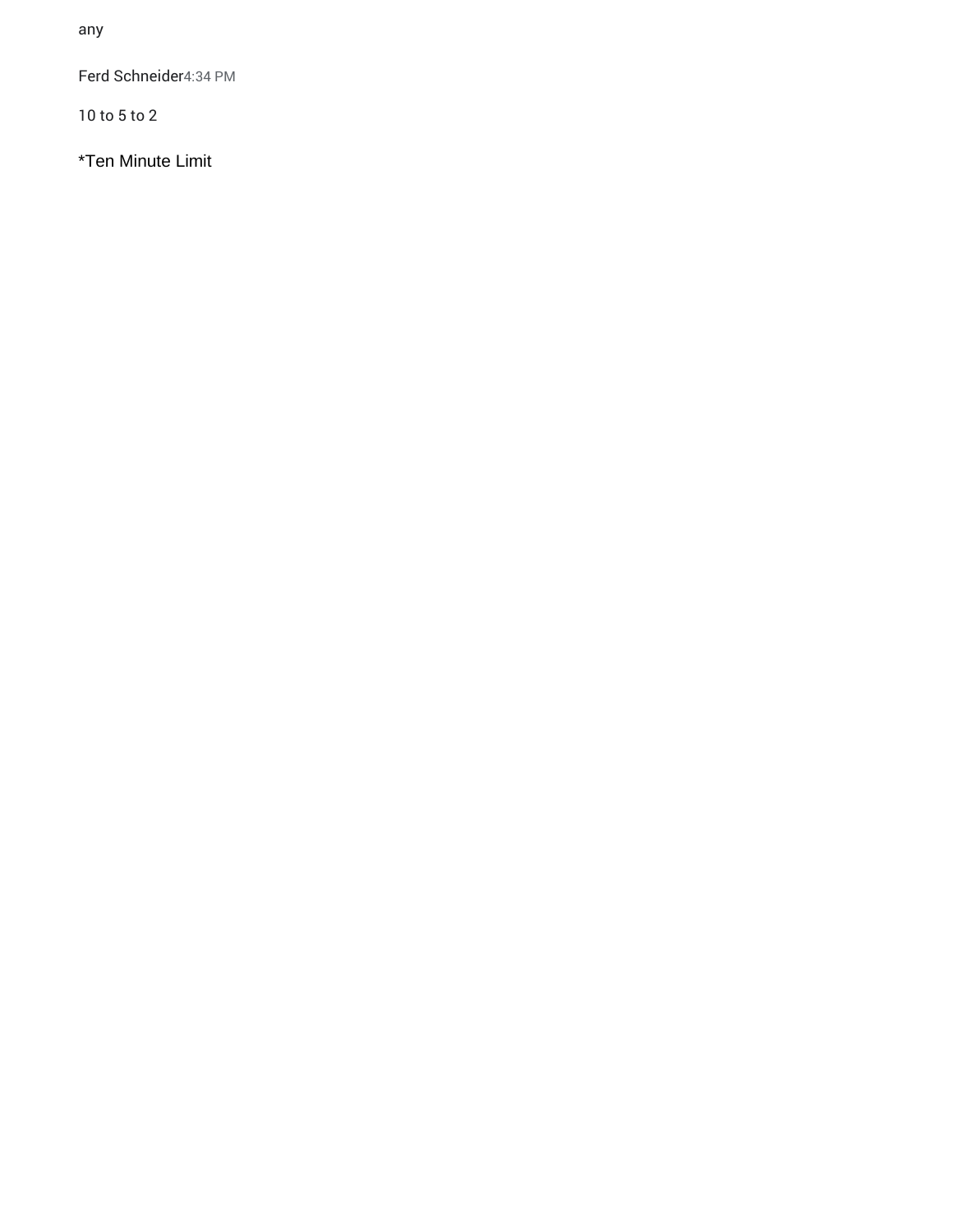any

Ferd Schneider4:34 PM

10 to 5 to 2

*Ten Minute Limit